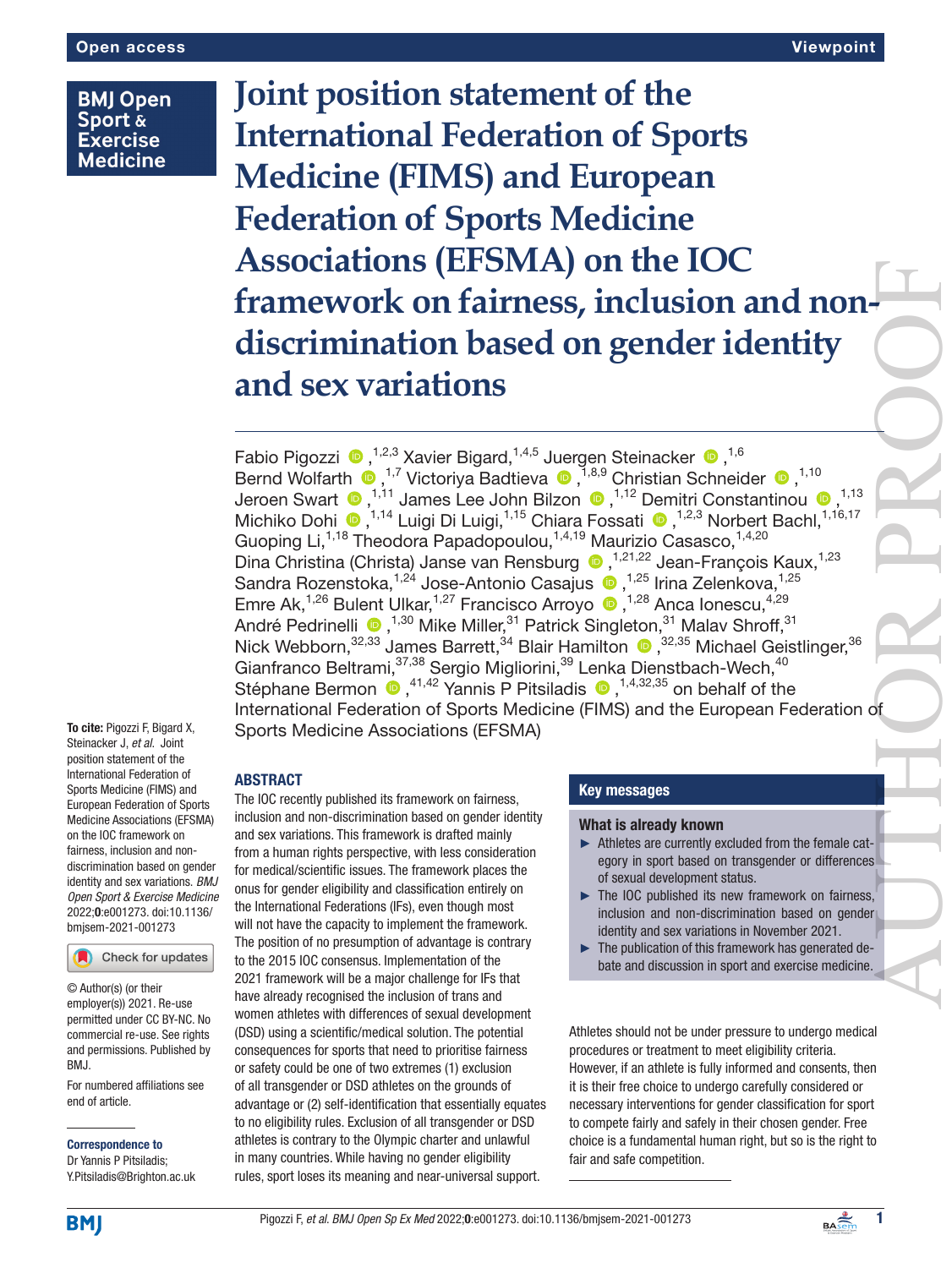# Joint position statement of the International Federation of Sports Medicine (FIMS) and European Federation of Sports Medicine Associations (EFSMA) on the IOC framework on fairness, inclusion and non-discrimination based on gender identity and sex variations

Fabio Pigozzi,[1,2,3] Xavier Bigard,[1,4,5] Juergen Steinacker,[1,6] Bernd Wolfarth,[1,7] Victoriya Badtieva,[1,8,9] Christian Schneider,[1,10] Jeroen Swart,[1,11] James Lee John Bilzon,[1,12] Demitri Constantinou,[1,13] Michiko Dohi,[1,14] Luigi Di Luigi,[1,15] Chiara Fossati,[1,2,3] Norbert Bachl,[1,16,17] Guoping Li,[1,18] Theodora Papadopoulou,[1,4,19] Maurizio Casasco,[1,4,20] Dina Christina (Christa) Janse van Rensburg,[1,21,22] Jean-François Kaux,[1,23] Sandra Rozenstoka,[1,24] Jose-Antonio Casajus,[1,25] Irina Zelenkova,[1,25] Emre Ak,[1,26] Bulent Ulkar,[1,27] Francisco Arroyo,[1,28] Anca Ionescu,[4,29] André Pedrinelli,[1,30] Mike Miller,[31] Patrick Singleton,[31] Malav Shroff,[31] Nick Webborn,[32,33] James Barrett,[34] Blair Hamilton,[32,35] Michael Geistlinger,[36] Gianfranco Beltrami,[37,38] Sergio Migliorini,[39] Lenka Dienstbach-Wech,[40] Stéphane Bermon,[41,42] Yannis P Pitsiladis,[1,4,32,35] on behalf of the International Federation of Sports Medicine (FIMS) and the European Federation of Sports Medicine Associations (EFSMA)

**To cite:** Pigozzi F, Bigard X, Steinacker J, *et al*. Joint position statement of the International Federation of Sports Medicine (FIMS) and European Federation of Sports Medicine Associations (EFSMA) on the IOC framework on fairness, inclusion and non-discrimination based on gender identity and sex variations. *BMJ Open Sport & Exercise Medicine* 2022;**0**:e001273. doi:10.1136/bmjsem-2021-001273

© Author(s) (or their employer(s)) 2021. Re-use permitted under CC BY-NC. No commercial re-use. See rights and permissions. Published by BMJ.

For numbered affiliations see end of article.

**Correspondence to**
Dr Yannis P Pitsiladis; Y.Pitsiladis@Brighton.ac.uk

## ABSTRACT

The IOC recently published its framework on fairness, inclusion and non-discrimination based on gender identity and sex variations. This framework is drafted mainly from a human rights perspective, with less consideration for medical/scientific issues. The framework places the onus for gender eligibility and classification entirely on the International Federations (IFs), even though most will not have the capacity to implement the framework. The position of no presumption of advantage is contrary to the 2015 IOC consensus. Implementation of the 2021 framework will be a major challenge for IFs that have already recognised the inclusion of trans and women athletes with differences of sexual development (DSD) using a scientific/medical solution. The potential consequences for sports that need to prioritise fairness or safety could be one of two extremes (1) exclusion of all transgender or DSD athletes on the grounds of advantage or (2) self-identification that essentially equates to no eligibility rules. Exclusion of all transgender or DSD athletes is contrary to the Olympic charter and unlawful in many countries. While having no gender eligibility rules, sport loses its meaning and near-universal support.

## Key messages

### What is already known

- Athletes are currently excluded from the female category in sport based on transgender or differences of sexual development status.
- The IOC published its new framework on fairness, inclusion and non-discrimination based on gender identity and sex variations in November 2021.
- The publication of this framework has generated debate and discussion in sport and exercise medicine.

Athletes should not be under pressure to undergo medical procedures or treatment to meet eligibility criteria. However, if an athlete is fully informed and consents, then it is their free choice to undergo carefully considered or necessary interventions for gender classification for sport to compete fairly and safely in their chosen gender. Free choice is a fundamental human right, but so is the right to fair and safe competition.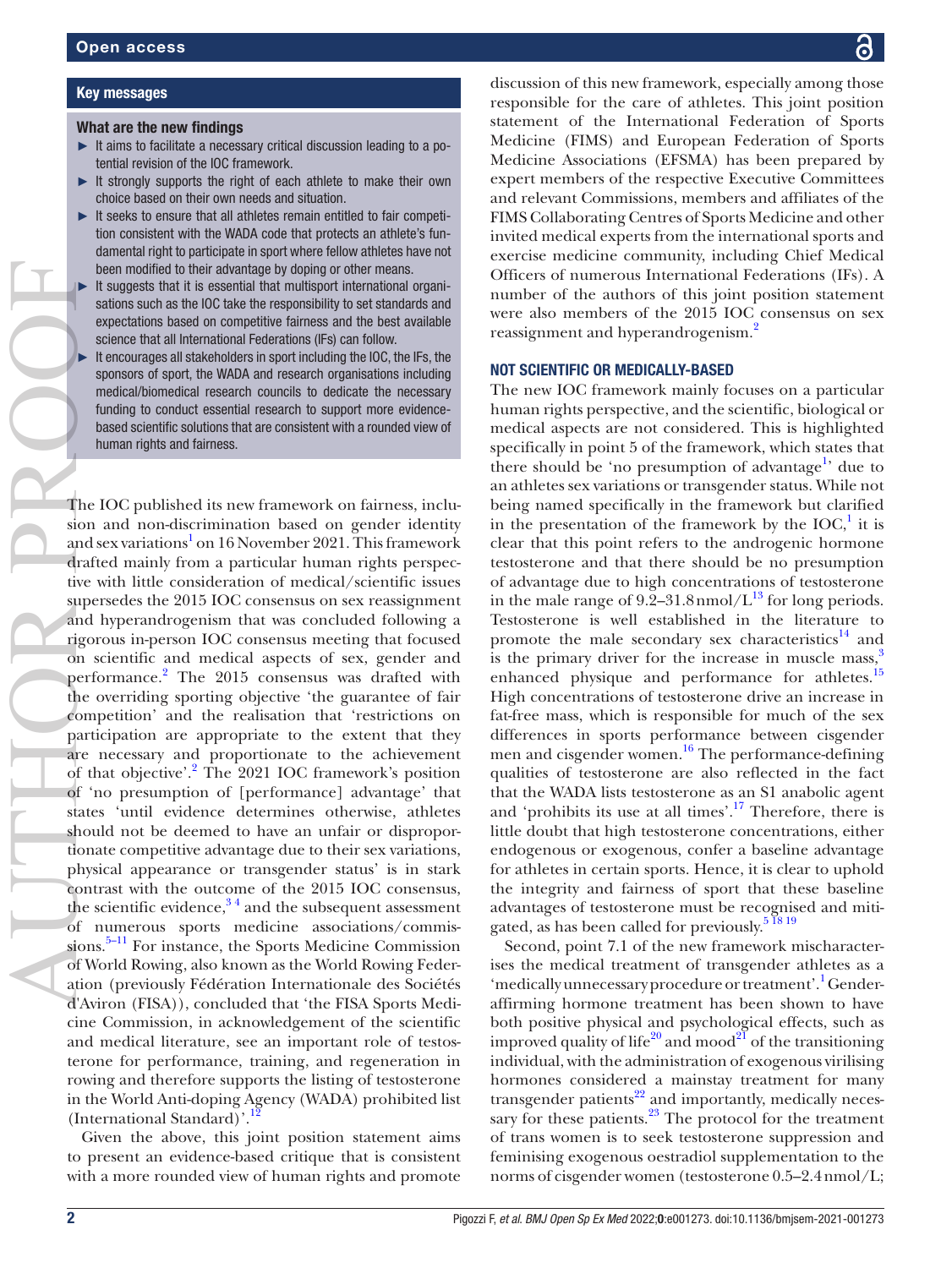## Key messages

### What are the new findings

- It aims to facilitate a necessary critical discussion leading to a potential revision of the IOC framework.
- It strongly supports the right of each athlete to make their own choice based on their own needs and situation.
- It seeks to ensure that all athletes remain entitled to fair competition consistent with the WADA code that protects an athlete's fundamental right to participate in sport where fellow athletes have not been modified to their advantage by doping or other means.
- It suggests that it is essential that multisport international organisations such as the IOC take the responsibility to set standards and expectations based on competitive fairness and the best available science that all International Federations (IFs) can follow.
- It encourages all stakeholders in sport including the IOC, the IFs, the sponsors of sport, the WADA and research organisations including medical/biomedical research councils to dedicate the necessary funding to conduct essential research to support more evidence-based scientific solutions that are consistent with a rounded view of human rights and fairness.

The IOC published its new framework on fairness, inclusion and non-discrimination based on gender identity and sex variations[1] on 16 November 2021. This framework drafted mainly from a particular human rights perspective with little consideration of medical/scientific issues supersedes the 2015 IOC consensus on sex reassignment and hyperandrogenism that was concluded following a rigorous in-person IOC consensus meeting that focused on scientific and medical aspects of sex, gender and performance.[2] The 2015 consensus was drafted with the overriding sporting objective 'the guarantee of fair competition' and the realisation that 'restrictions on participation are appropriate to the extent that they are necessary and proportionate to the achievement of that objective'.[2] The 2021 IOC framework's position of 'no presumption of [performance] advantage' that states 'until evidence determines otherwise, athletes should not be deemed to have an unfair or disproportionate competitive advantage due to their sex variations, physical appearance or transgender status' is in stark contrast with the outcome of the 2015 IOC consensus, the scientific evidence,[3,4] and the subsequent assessment of numerous sports medicine associations/commissions.[5–11] For instance, the Sports Medicine Commission of World Rowing, also known as the World Rowing Federation (previously Fédération Internationale des Sociétés d'Aviron (FISA)), concluded that 'the FISA Sports Medicine Commission, in acknowledgement of the scientific and medical literature, see an important role of testosterone for performance, training, and regeneration in rowing and therefore supports the listing of testosterone in the World Anti-doping Agency (WADA) prohibited list (International Standard)'.[12]

Given the above, this joint position statement aims to present an evidence-based critique that is consistent with a more rounded view of human rights and promote discussion of this new framework, especially among those responsible for the care of athletes. This joint position statement of the International Federation of Sports Medicine (FIMS) and European Federation of Sports Medicine Associations (EFSMA) has been prepared by expert members of the respective Executive Committees and relevant Commissions, members and affiliates of the FIMS Collaborating Centres of Sports Medicine and other invited medical experts from the international sports and exercise medicine community, including Chief Medical Officers of numerous International Federations (IFs). A number of the authors of this joint position statement were also members of the 2015 IOC consensus on sex reassignment and hyperandrogenism.[2]

## NOT SCIENTIFIC OR MEDICALLY-BASED

The new IOC framework mainly focuses on a particular human rights perspective, and the scientific, biological or medical aspects are not considered. This is highlighted specifically in point 5 of the framework, which states that there should be 'no presumption of advantage[1]' due to an athletes sex variations or transgender status. While not being named specifically in the framework but clarified in the presentation of the framework by the IOC,[1] it is clear that this point refers to the androgenic hormone testosterone and that there should be no presumption of advantage due to high concentrations of testosterone in the male range of 9.2–31.8 nmol/L[13] for long periods. Testosterone is well established in the literature to promote the male secondary sex characteristics[14] and is the primary driver for the increase in muscle mass,[3] enhanced physique and performance for athletes.[15] High concentrations of testosterone drive an increase in fat-free mass, which is responsible for much of the sex differences in sports performance between cisgender men and cisgender women.[16] The performance-defining qualities of testosterone are also reflected in the fact that the WADA lists testosterone as an S1 anabolic agent and 'prohibits its use at all times'.[17] Therefore, there is little doubt that high testosterone concentrations, either endogenous or exogenous, confer a baseline advantage for athletes in certain sports. Hence, it is clear to uphold the integrity and fairness of sport that these baseline advantages of testosterone must be recognised and mitigated, as has been called for previously.[5,18,19]

Second, point 7.1 of the new framework mischaracterises the medical treatment of transgender athletes as a 'medically unnecessary procedure or treatment'.[1] Gender-affirming hormone treatment has been shown to have both positive physical and psychological effects, such as improved quality of life[20] and mood[21] of the transitioning individual, with the administration of exogenous virilising hormones considered a mainstay treatment for many transgender patients[22] and importantly, medically necessary for these patients.[23] The protocol for the treatment of trans women is to seek testosterone suppression and feminising exogenous oestradiol supplementation to the norms of cisgender women (testosterone 0.5–2.4 nmol/L;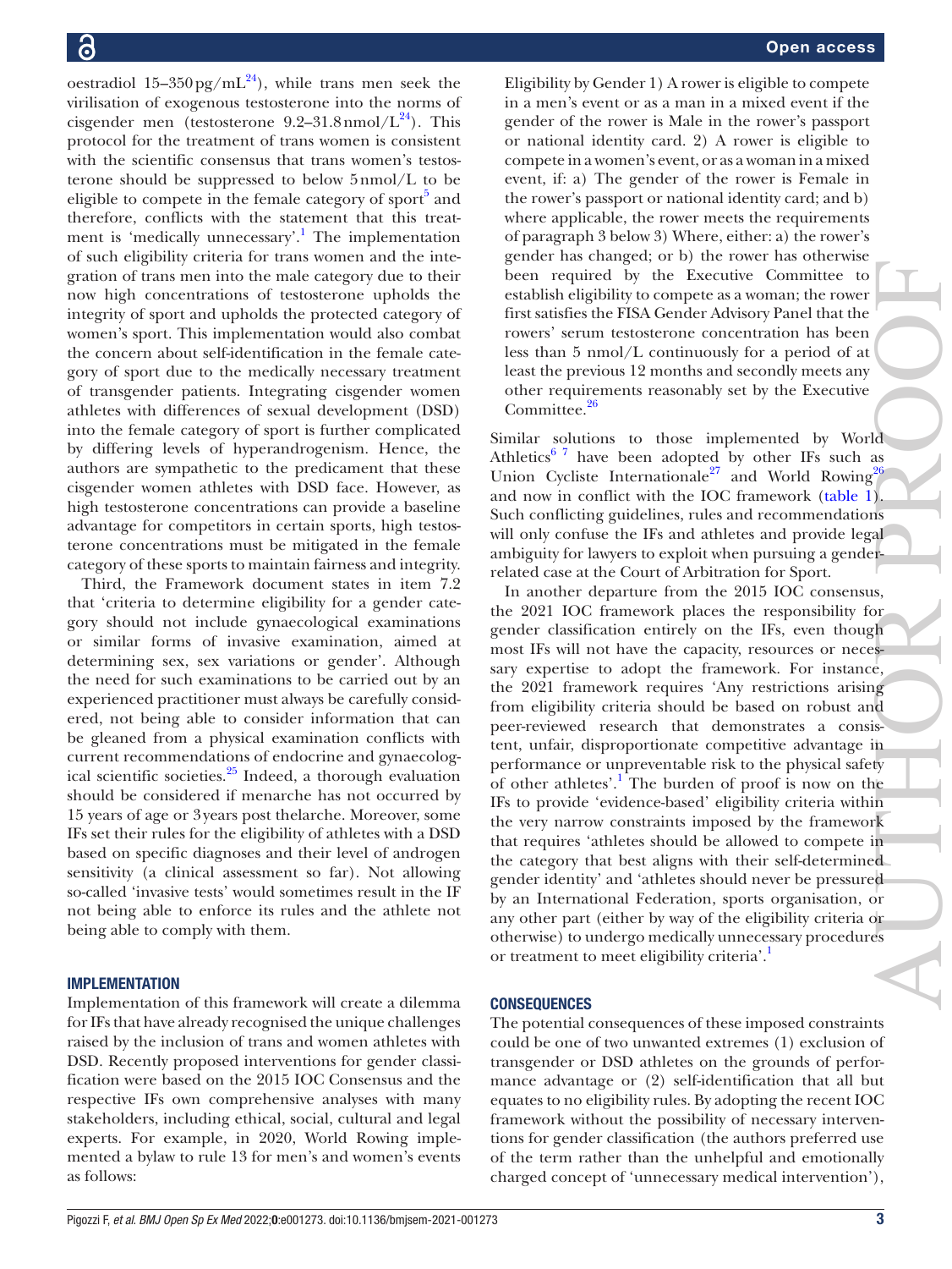oestradiol 15–350 pg/mL[24]), while trans men seek the virilisation of exogenous testosterone into the norms of cisgender men (testosterone 9.2–31.8 nmol/L[24]). This protocol for the treatment of trans women is consistent with the scientific consensus that trans women's testosterone should be suppressed to below 5 nmol/L to be eligible to compete in the female category of sport[5] and therefore, conflicts with the statement that this treatment is 'medically unnecessary'.[1] The implementation of such eligibility criteria for trans women and the integration of trans men into the male category due to their now high concentrations of testosterone upholds the integrity of sport and upholds the protected category of women's sport. This implementation would also combat the concern about self-identification in the female category of sport due to the medically necessary treatment of transgender patients. Integrating cisgender women athletes with differences of sexual development (DSD) into the female category of sport is further complicated by differing levels of hyperandrogenism. Hence, the authors are sympathetic to the predicament that these cisgender women athletes with DSD face. However, as high testosterone concentrations can provide a baseline advantage for competitors in certain sports, high testosterone concentrations must be mitigated in the female category of these sports to maintain fairness and integrity.

Third, the Framework document states in item 7.2 that 'criteria to determine eligibility for a gender category should not include gynaecological examinations or similar forms of invasive examination, aimed at determining sex, sex variations or gender'. Although the need for such examinations to be carried out by an experienced practitioner must always be carefully considered, not being able to consider information that can be gleaned from a physical examination conflicts with current recommendations of endocrine and gynaecological scientific societies.[25] Indeed, a thorough evaluation should be considered if menarche has not occurred by 15 years of age or 3 years post thelarche. Moreover, some IFs set their rules for the eligibility of athletes with a DSD based on specific diagnoses and their level of androgen sensitivity (a clinical assessment so far). Not allowing so-called 'invasive tests' would sometimes result in the IF not being able to enforce its rules and the athlete not being able to comply with them.

## IMPLEMENTATION

Implementation of this framework will create a dilemma for IFs that have already recognised the unique challenges raised by the inclusion of trans and women athletes with DSD. Recently proposed interventions for gender classification were based on the 2015 IOC Consensus and the respective IFs own comprehensive analyses with many stakeholders, including ethical, social, cultural and legal experts. For example, in 2020, World Rowing implemented a bylaw to rule 13 for men's and women's events as follows:

> Eligibility by Gender 1) A rower is eligible to compete in a men's event or as a man in a mixed event if the gender of the rower is Male in the rower's passport or national identity card. 2) A rower is eligible to compete in a women's event, or as a woman in a mixed event, if: a) The gender of the rower is Female in the rower's passport or national identity card; and b) where applicable, the rower meets the requirements of paragraph 3 below 3) Where, either: a) the rower's gender has changed; or b) the rower has otherwise been required by the Executive Committee to establish eligibility to compete as a woman; the rower first satisfies the FISA Gender Advisory Panel that the rowers' serum testosterone concentration has been less than 5 nmol/L continuously for a period of at least the previous 12 months and secondly meets any other requirements reasonably set by the Executive Committee.[26]

Similar solutions to those implemented by World Athletics[6 7] have been adopted by other IFs such as Union Cycliste Internationale[27] and World Rowing[26] and now in conflict with the IOC framework (table 1). Such conflicting guidelines, rules and recommendations will only confuse the IFs and athletes and provide legal ambiguity for lawyers to exploit when pursuing a gender-related case at the Court of Arbitration for Sport.

In another departure from the 2015 IOC consensus, the 2021 IOC framework places the responsibility for gender classification entirely on the IFs, even though most IFs will not have the capacity, resources or necessary expertise to adopt the framework. For instance, the 2021 framework requires 'Any restrictions arising from eligibility criteria should be based on robust and peer-reviewed research that demonstrates a consistent, unfair, disproportionate competitive advantage in performance or unpreventable risk to the physical safety of other athletes'.[1] The burden of proof is now on the IFs to provide 'evidence-based' eligibility criteria within the very narrow constraints imposed by the framework that requires 'athletes should be allowed to compete in the category that best aligns with their self-determined gender identity' and 'athletes should never be pressured by an International Federation, sports organisation, or any other part (either by way of the eligibility criteria or otherwise) to undergo medically unnecessary procedures or treatment to meet eligibility criteria'.[1]

## CONSEQUENCES

The potential consequences of these imposed constraints could be one of two unwanted extremes (1) exclusion of transgender or DSD athletes on the grounds of performance advantage or (2) self-identification that all but equates to no eligibility rules. By adopting the recent IOC framework without the possibility of necessary interventions for gender classification (the authors preferred use of the term rather than the unhelpful and emotionally charged concept of 'unnecessary medical intervention'),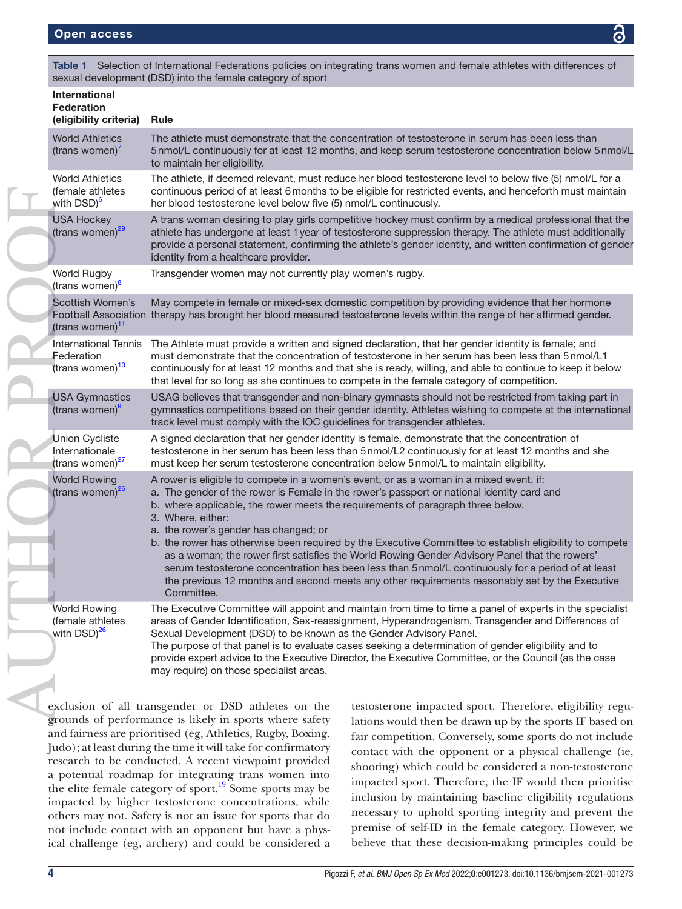**Table 1** Selection of International Federations policies on integrating trans women and female athletes with differences of sexual development (DSD) into the female category of sport

| International Federation (eligibility criteria) | Rule |
|---|---|
| World Athletics (trans women)[7] | The athlete must demonstrate that the concentration of testosterone in serum has been less than 5 nmol/L continuously for at least 12 months, and keep serum testosterone concentration below 5 nmol/L to maintain her eligibility. |
| World Athletics (female athletes with DSD)[6] | The athlete, if deemed relevant, must reduce her blood testosterone level to below five (5) nmol/L for a continuous period of at least 6 months to be eligible for restricted events, and henceforth must maintain her blood testosterone level below five (5) nmol/L continuously. |
| USA Hockey (trans women)[29] | A trans woman desiring to play girls competitive hockey must confirm by a medical professional that the athlete has undergone at least 1 year of testosterone suppression therapy. The athlete must additionally provide a personal statement, confirming the athlete's gender identity, and written confirmation of gender identity from a healthcare provider. |
| World Rugby (trans women)[8] | Transgender women may not currently play women's rugby. |
| Scottish Women's Football Association (trans women)[11] | May compete in female or mixed-sex domestic competition by providing evidence that her hormone therapy has brought her blood measured testosterone levels within the range of her affirmed gender. |
| International Tennis Federation (trans women)[10] | The Athlete must provide a written and signed declaration, that her gender identity is female; and must demonstrate that the concentration of testosterone in her serum has been less than 5 nmol/L1 continuously for at least 12 months and that she is ready, willing, and able to continue to keep it below that level for so long as she continues to compete in the female category of competition. |
| USA Gymnastics (trans women)[9] | USAG believes that transgender and non-binary gymnasts should not be restricted from taking part in gymnastics competitions based on their gender identity. Athletes wishing to compete at the international track level must comply with the IOC guidelines for transgender athletes. |
| Union Cycliste Internationale (trans women)[27] | A signed declaration that her gender identity is female, demonstrate that the concentration of testosterone in her serum has been less than 5 nmol/L2 continuously for at least 12 months and she must keep her serum testosterone concentration below 5 nmol/L to maintain eligibility. |
| World Rowing (trans women)[26] | A rower is eligible to compete in a women's event, or as a woman in a mixed event, if:<br>a. The gender of the rower is Female in the rower's passport or national identity card and<br>b. where applicable, the rower meets the requirements of paragraph three below.<br>3. Where, either:<br>a. the rower's gender has changed; or<br>b. the rower has otherwise been required by the Executive Committee to establish eligibility to compete as a woman; the rower first satisfies the World Rowing Gender Advisory Panel that the rowers' serum testosterone concentration has been less than 5 nmol/L continuously for a period of at least the previous 12 months and second meets any other requirements reasonably set by the Executive Committee. |
| World Rowing (female athletes with DSD)[26] | The Executive Committee will appoint and maintain from time to time a panel of experts in the specialist areas of Gender Identification, Sex-reassignment, Hyperandrogenism, Transgender and Differences of Sexual Development (DSD) to be known as the Gender Advisory Panel.<br>The purpose of that panel is to evaluate cases seeking a determination of gender eligibility and to provide expert advice to the Executive Director, the Executive Committee, or the Council (as the case may require) on those specialist areas. |

exclusion of all transgender or DSD athletes on the grounds of performance is likely in sports where safety and fairness are prioritised (eg, Athletics, Rugby, Boxing, Judo); at least during the time it will take for confirmatory research to be conducted. A recent viewpoint provided a potential roadmap for integrating trans women into the elite female category of sport.[19] Some sports may be impacted by higher testosterone concentrations, while others may not. Safety is not an issue for sports that do not include contact with an opponent but have a physical challenge (eg, archery) and could be considered a testosterone impacted sport. Therefore, eligibility regulations would then be drawn up by the sports IF based on fair competition. Conversely, some sports do not include contact with the opponent or a physical challenge (ie, shooting) which could be considered a non-testosterone impacted sport. Therefore, the IF would then prioritise inclusion by maintaining baseline eligibility regulations necessary to uphold sporting integrity and prevent the premise of self-ID in the female category. However, we believe that these decision-making principles could be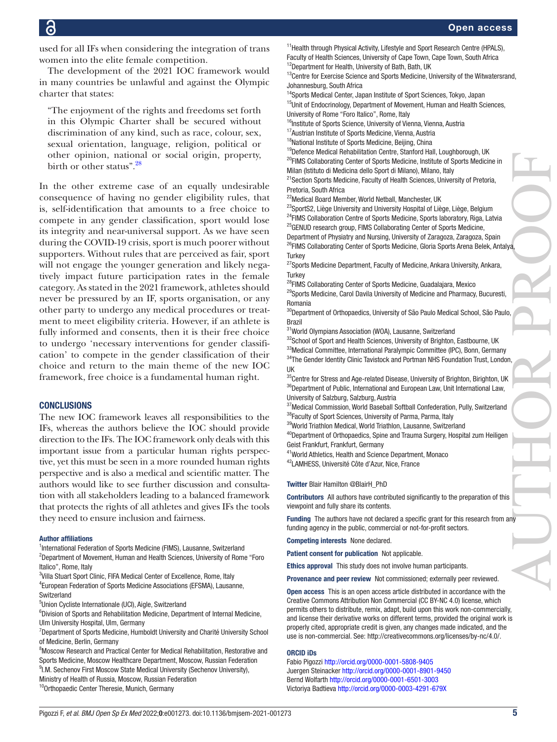used for all IFs when considering the integration of trans women into the elite female competition.

The development of the 2021 IOC framework would in many countries be unlawful and against the Olympic charter that states:

> "The enjoyment of the rights and freedoms set forth in this Olympic Charter shall be secured without discrimination of any kind, such as race, colour, sex, sexual orientation, language, religion, political or other opinion, national or social origin, property, birth or other status".[28]

In the other extreme case of an equally undesirable consequence of having no gender eligibility rules, that is, self-identification that amounts to a free choice to compete in any gender classification, sport would lose its integrity and near-universal support. As we have seen during the COVID-19 crisis, sport is much poorer without supporters. Without rules that are perceived as fair, sport will not engage the younger generation and likely negatively impact future participation rates in the female category. As stated in the 2021 framework, athletes should never be pressured by an IF, sports organisation, or any other party to undergo any medical procedures or treatment to meet eligibility criteria. However, if an athlete is fully informed and consents, then it is their free choice to undergo 'necessary interventions for gender classification' to compete in the gender classification of their choice and return to the main theme of the new IOC framework, free choice is a fundamental human right.

## CONCLUSIONS

The new IOC framework leaves all responsibilities to the IFs, whereas the authors believe the IOC should provide direction to the IFs. The IOC framework only deals with this important issue from a particular human rights perspective, yet this must be seen in a more rounded human rights perspective and is also a medical and scientific matter. The authors would like to see further discussion and consultation with all stakeholders leading to a balanced framework that protects the rights of all athletes and gives IFs the tools they need to ensure inclusion and fairness.

**Author affiliations**

[1]International Federation of Sports Medicine (FIMS), Lausanne, Switzerland
[2]Department of Movement, Human and Health Sciences, University of Rome "Foro Italico", Rome, Italy
[3]Villa Stuart Sport Clinic, FIFA Medical Center of Excellence, Rome, Italy
[4]European Federation of Sports Medicine Associations (EFSMA), Lausanne, Switzerland
[5]Union Cycliste Internationale (UCI), Aigle, Switzerland
[6]Division of Sports and Rehabilitation Medicine, Department of Internal Medicine, Ulm University Hospital, Ulm, Germany
[7]Department of Sports Medicine, Humboldt University and Charité University School of Medicine, Berlin, Germany
[8]Moscow Research and Practical Center for Medical Rehabilitation, Restorative and Sports Medicine, Moscow Healthcare Department, Moscow, Russian Federation
[9]I.M. Sechenov First Moscow State Medical University (Sechenov University), Ministry of Health of Russia, Moscow, Russian Federation
[10]Orthopaedic Center Theresie, Munich, Germany
[11]Health through Physical Activity, Lifestyle and Sport Research Centre (HPALS), Faculty of Health Sciences, University of Cape Town, Cape Town, South Africa
[12]Department for Health, University of Bath, Bath, UK
[13]Centre for Exercise Science and Sports Medicine, University of the Witwatersrand, Johannesburg, South Africa
[14]Sports Medical Center, Japan Institute of Sport Sciences, Tokyo, Japan
[15]Unit of Endocrinology, Department of Movement, Human and Health Sciences, University of Rome "Foro Italico", Rome, Italy
[16]Institute of Sports Science, University of Vienna, Vienna, Austria
[17]Austrian Institute of Sports Medicine, Vienna, Austria
[18]National Institute of Sports Medicine, Beijing, China
[19]Defence Medical Rehabilitation Centre, Stanford Hall, Loughborough, UK
[20]FIMS Collaborating Center of Sports Medicine, Institute of Sports Medicine in Milan (Istituto di Medicina dello Sport di Milano), Milano, Italy
[21]Section Sports Medicine, Faculty of Health Sciences, University of Pretoria, Pretoria, South Africa
[22]Medical Board Member, World Netball, Manchester, UK
[23]SportS2, Liège University and University Hospital of Liège, Liège, Belgium
[24]FIMS Collaboration Centre of Sports Medicine, Sports laboratory, Riga, Latvia
[25]GENUD research group, FIMS Collaborating Center of Sports Medicine, Department of Physiatry and Nursing, University of Zaragoza, Zaragoza, Spain
[26]FIMS Collaborating Center of Sports Medicine, Gloria Sports Arena Belek, Antalya, Turkey
[27]Sports Medicine Department, Faculty of Medicine, Ankara University, Ankara, Turkey
[28]FIMS Collaborating Center of Sports Medicine, Guadalajara, Mexico
[29]Sports Medicine, Carol Davila University of Medicine and Pharmacy, Bucuresti, Romania
[30]Department of Orthopaedics, University of São Paulo Medical School, São Paulo, Brazil
[31]World Olympians Association (WOA), Lausanne, Switzerland
[32]School of Sport and Health Sciences, University of Brighton, Eastbourne, UK
[33]Medical Committee, International Paralympic Committee (IPC), Bonn, Germany
[34]The Gender Identity Clinic Tavistock and Portman NHS Foundation Trust, London, UK
[35]Centre for Stress and Age-related Disease, University of Brighton, Birighton, UK
[36]Department of Public, International and European Law, Unit International Law, University of Salzburg, Salzburg, Austria
[37]Medical Commission, World Baseball Softball Confederation, Pully, Switzerland
[38]Faculty of Sport Sciences, University of Parma, Parma, Italy
[39]World Triathlon Medical, World Triathlon, Lausanne, Switzerland
[40]Department of Orthopaedics, Spine and Trauma Surgery, Hospital zum Heiligen Geist Frankfurt, Frankfurt, Germany
[41]World Athletics, Health and Science Department, Monaco
[42]LAMHESS, Université Côte d'Azur, Nice, France

**Twitter** Blair Hamilton @BlairH_PhD

**Contributors** All authors have contributed significantly to the preparation of this viewpoint and fully share its contents.

**Funding** The authors have not declared a specific grant for this research from any funding agency in the public, commercial or not-for-profit sectors.

**Competing interests** None declared.

**Patient consent for publication** Not applicable.

**Ethics approval** This study does not involve human participants.

**Provenance and peer review** Not commissioned; externally peer reviewed.

**Open access** This is an open access article distributed in accordance with the Creative Commons Attribution Non Commercial (CC BY-NC 4.0) license, which permits others to distribute, remix, adapt, build upon this work non-commercially, and license their derivative works on different terms, provided the original work is properly cited, appropriate credit is given, any changes made indicated, and the use is non-commercial. See: http://creativecommons.org/licenses/by-nc/4.0/.

**ORCID iDs**

Fabio Pigozzi http://orcid.org/0000-0001-5808-9405
Juergen Steinacker http://orcid.org/0000-0001-8901-9450
Bernd Wolfarth http://orcid.org/0000-0001-6501-3003
Victoriya Badtieva http://orcid.org/0000-0003-4291-679X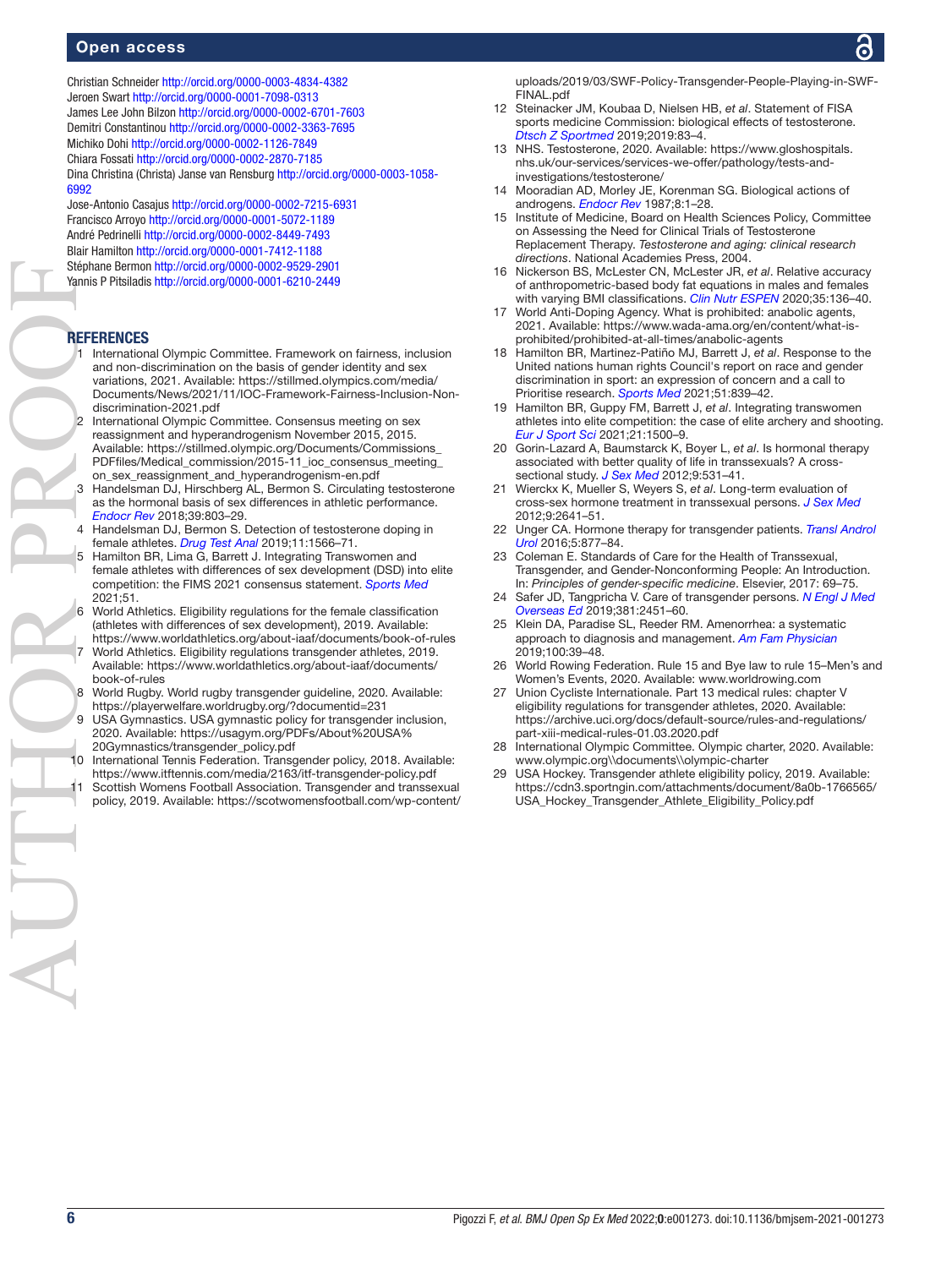Christian Schneider http://orcid.org/0000-0003-4834-4382
Jeroen Swart http://orcid.org/0000-0001-7098-0313
James Lee John Bilzon http://orcid.org/0000-0002-6701-7603
Demitri Constantinou http://orcid.org/0000-0002-3363-7695
Michiko Dohi http://orcid.org/0000-0002-1126-7849
Chiara Fossati http://orcid.org/0000-0002-2870-7185
Dina Christina (Christa) Janse van Rensburg http://orcid.org/0000-0003-1058-6992
Jose-Antonio Casajus http://orcid.org/0000-0002-7215-6931
Francisco Arroyo http://orcid.org/0000-0001-5072-1189
André Pedrinelli http://orcid.org/0000-0002-8449-7493
Blair Hamilton http://orcid.org/0000-0001-7412-1188
Stéphane Bermon http://orcid.org/0000-0002-9529-2901
Yannis P Pitsiladis http://orcid.org/0000-0001-6210-2449

## REFERENCES

1. International Olympic Committee. Framework on fairness, inclusion and non-discrimination on the basis of gender identity and sex variations, 2021. Available: https://stillmed.olympics.com/media/Documents/News/2021/11/IOC-Framework-Fairness-Inclusion-Non-discrimination-2021.pdf
2. International Olympic Committee. Consensus meeting on sex reassignment and hyperandrogenism November 2015, 2015. Available: https://stillmed.olympic.org/Documents/Commissions_PDFfiles/Medical_commission/2015-11_ioc_consensus_meeting_on_sex_reassignment_and_hyperandrogenism-en.pdf
3. Handelsman DJ, Hirschberg AL, Bermon S. Circulating testosterone as the hormonal basis of sex differences in athletic performance. *Endocr Rev* 2018;39:803–29.
4. Handelsman DJ, Bermon S. Detection of testosterone doping in female athletes. *Drug Test Anal* 2019;11:1566–71.
5. Hamilton BR, Lima G, Barrett J. Integrating Transwomen and female athletes with differences of sex development (DSD) into elite competition: the FIMS 2021 consensus statement. *Sports Med* 2021;51.
6. World Athletics. Eligibility regulations for the female classification (athletes with differences of sex development), 2019. Available: https://www.worldathletics.org/about-iaaf/documents/book-of-rules
7. World Athletics. Eligibility regulations transgender athletes, 2019. Available: https://www.worldathletics.org/about-iaaf/documents/book-of-rules
8. World Rugby. World rugby transgender guideline, 2020. Available: https://playerwelfare.worldrugby.org/?documentid=231
9. USA Gymnastics. USA gymnastic policy for transgender inclusion, 2020. Available: https://usagym.org/PDFs/About%20USA%20Gymnastics/transgender_policy.pdf
10. International Tennis Federation. Transgender policy, 2018. Available: https://www.itftennis.com/media/2163/itf-transgender-policy.pdf
11. Scottish Womens Football Association. Transgender and transsexual policy, 2019. Available: https://scotwomensfootball.com/wp-content/uploads/2019/03/SWF-Policy-Transgender-People-Playing-in-SWF-FINAL.pdf
12. Steinacker JM, Koubaa D, Nielsen HB, *et al*. Statement of FISA sports medicine Commission: biological effects of testosterone. *Dtsch Z Sportmed* 2019;2019:83–4.
13. NHS. Testosterone, 2020. Available: https://www.gloshospitals.nhs.uk/our-services/services-we-offer/pathology/tests-and-investigations/testosterone/
14. Mooradian AD, Morley JE, Korenman SG. Biological actions of androgens. *Endocr Rev* 1987;8:1–28.
15. Institute of Medicine, Board on Health Sciences Policy, Committee on Assessing the Need for Clinical Trials of Testosterone Replacement Therapy. *Testosterone and aging: clinical research directions*. National Academies Press, 2004.
16. Nickerson BS, McLester CN, McLester JR, *et al*. Relative accuracy of anthropometric-based body fat equations in males and females with varying BMI classifications. *Clin Nutr ESPEN* 2020;35:136–40.
17. World Anti-Doping Agency. What is prohibited: anabolic agents, 2021. Available: https://www.wada-ama.org/en/content/what-is-prohibited/prohibited-at-all-times/anabolic-agents
18. Hamilton BR, Martinez-Patiño MJ, Barrett J, *et al*. Response to the United nations human rights Council's report on race and gender discrimination in sport: an expression of concern and a call to Prioritise research. *Sports Med* 2021;51:839–42.
19. Hamilton BR, Guppy FM, Barrett J, *et al*. Integrating transwomen athletes into elite competition: the case of elite archery and shooting. *Eur J Sport Sci* 2021;21:1500–9.
20. Gorin-Lazard A, Baumstarck K, Boyer L, *et al*. Is hormonal therapy associated with better quality of life in transsexuals? A cross-sectional study. *J Sex Med* 2012;9:531–41.
21. Wierckx K, Mueller S, Weyers S, *et al*. Long-term evaluation of cross-sex hormone treatment in transsexual persons. *J Sex Med* 2012;9:2641–51.
22. Unger CA. Hormone therapy for transgender patients. *Transl Androl Urol* 2016;5:877–84.
23. Coleman E. Standards of Care for the Health of Transsexual, Transgender, and Gender-Nonconforming People: An Introduction. In: *Principles of gender-specific medicine*. Elsevier, 2017: 69–75.
24. Safer JD, Tangpricha V. Care of transgender persons. *N Engl J Med Overseas Ed* 2019;381:2451–60.
25. Klein DA, Paradise SL, Reeder RM. Amenorrhea: a systematic approach to diagnosis and management. *Am Fam Physician* 2019;100:39–48.
26. World Rowing Federation. Rule 15 and Bye law to rule 15–Men's and Women's Events, 2020. Available: www.worldrowing.com
27. Union Cycliste Internationale. Part 13 medical rules: chapter V eligibility regulations for transgender athletes, 2020. Available: https://archive.uci.org/docs/default-source/rules-and-regulations/part-xiii-medical-rules-01.03.2020.pdf
28. International Olympic Committee. Olympic charter, 2020. Available: www.olympic.org\\documents\\olympic-charter
29. USA Hockey. Transgender athlete eligibility policy, 2019. Available: https://cdn3.sportngin.com/attachments/document/8a0b-1766565/USA_Hockey_Transgender_Athlete_Eligibility_Policy.pdf